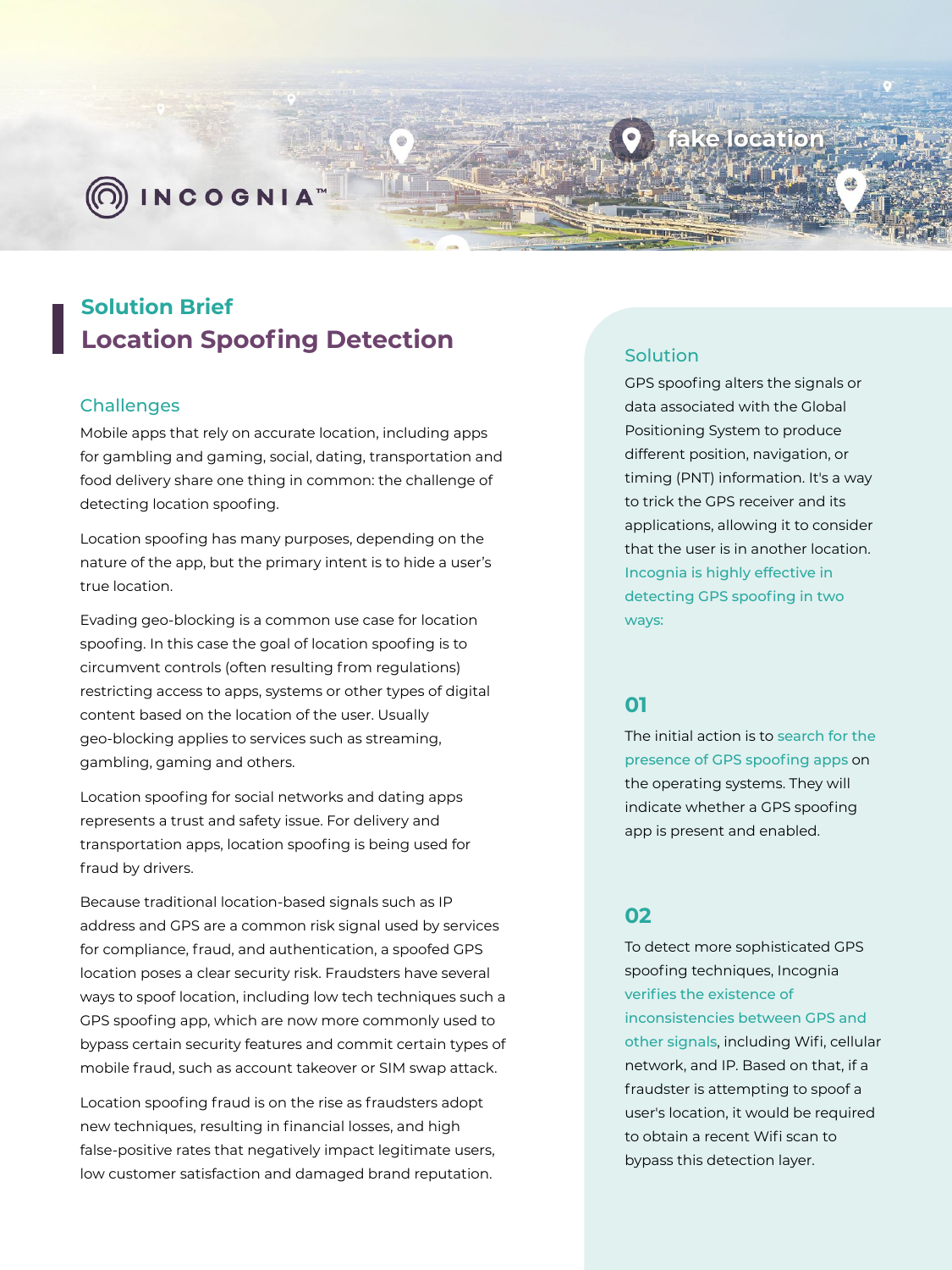INCOGNIA™

## Solution Brief
# Location Spoofing Detection

### Challenges

Mobile apps that rely on accurate location, including apps for gambling and gaming, social, dating, transportation and food delivery share one thing in common: the challenge of detecting location spoofing.

Location spoofing has many purposes, depending on the nature of the app, but the primary intent is to hide a user's true location.

Evading geo-blocking is a common use case for location spoofing. In this case the goal of location spoofing is to circumvent controls (often resulting from regulations) restricting access to apps, systems or other types of digital content based on the location of the user. Usually geo-blocking applies to services such as streaming, gambling, gaming and others.

Location spoofing for social networks and dating apps represents a trust and safety issue. For delivery and transportation apps, location spoofing is being used for fraud by drivers.

Because traditional location-based signals such as IP address and GPS are a common risk signal used by services for compliance, fraud, and authentication, a spoofed GPS location poses a clear security risk. Fraudsters have several ways to spoof location, including low tech techniques such a GPS spoofing app, which are now more commonly used to bypass certain security features and commit certain types of mobile fraud, such as account takeover or SIM swap attack.

Location spoofing fraud is on the rise as fraudsters adopt new techniques, resulting in financial losses, and high false-positive rates that negatively impact legitimate users, low customer satisfaction and damaged brand reputation.

### Solution

GPS spoofing alters the signals or data associated with the Global Positioning System to produce different position, navigation, or timing (PNT) information. It's a way to trick the GPS receiver and its applications, allowing it to consider that the user is in another location. Incognia is highly effective in detecting GPS spoofing in two ways:

#### 01

The initial action is to search for the presence of GPS spoofing apps on the operating systems. They will indicate whether a GPS spoofing app is present and enabled.

#### 02

To detect more sophisticated GPS spoofing techniques, Incognia verifies the existence of inconsistencies between GPS and other signals, including Wifi, cellular network, and IP. Based on that, if a fraudster is attempting to spoof a user's location, it would be required to obtain a recent Wifi scan to bypass this detection layer.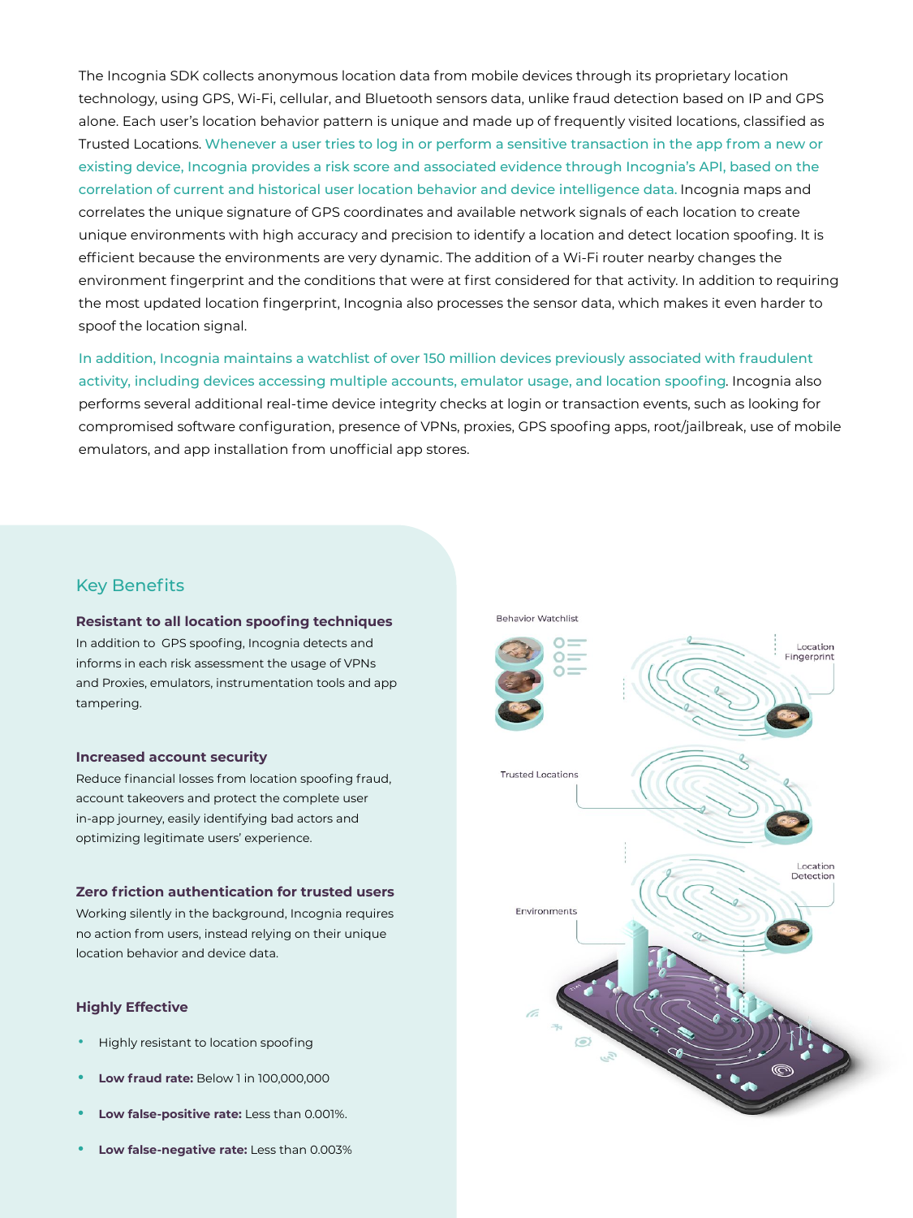The Incognia SDK collects anonymous location data from mobile devices through its proprietary location technology, using GPS, Wi-Fi, cellular, and Bluetooth sensors data, unlike fraud detection based on IP and GPS alone. Each user's location behavior pattern is unique and made up of frequently visited locations, classified as Trusted Locations. Whenever a user tries to log in or perform a sensitive transaction in the app from a new or existing device, Incognia provides a risk score and associated evidence through Incognia's API, based on the correlation of current and historical user location behavior and device intelligence data. Incognia maps and correlates the unique signature of GPS coordinates and available network signals of each location to create unique environments with high accuracy and precision to identify a location and detect location spoofing. It is efficient because the environments are very dynamic. The addition of a Wi-Fi router nearby changes the environment fingerprint and the conditions that were at first considered for that activity. In addition to requiring the most updated location fingerprint, Incognia also processes the sensor data, which makes it even harder to spoof the location signal.

In addition, Incognia maintains a watchlist of over 150 million devices previously associated with fraudulent activity, including devices accessing multiple accounts, emulator usage, and location spoofing. Incognia also performs several additional real-time device integrity checks at login or transaction events, such as looking for compromised software configuration, presence of VPNs, proxies, GPS spoofing apps, root/jailbreak, use of mobile emulators, and app installation from unofficial app stores.

## Key Benefits

### Resistant to all location spoofing techniques

In addition to GPS spoofing, Incognia detects and informs in each risk assessment the usage of VPNs and Proxies, emulators, instrumentation tools and app tampering.

### Increased account security

Reduce financial losses from location spoofing fraud, account takeovers and protect the complete user in-app journey, easily identifying bad actors and optimizing legitimate users' experience.

### Zero friction authentication for trusted users

Working silently in the background, Incognia requires no action from users, instead relying on their unique location behavior and device data.

### Highly Effective

- Highly resistant to location spoofing
- **Low fraud rate:** Below 1 in 100,000,000
- **Low false-positive rate:** Less than 0.001%.
- **Low false-negative rate:** Less than 0.003%

Behavior Watchlist

Location Fingerprint

Trusted Locations

Location Detection

Environments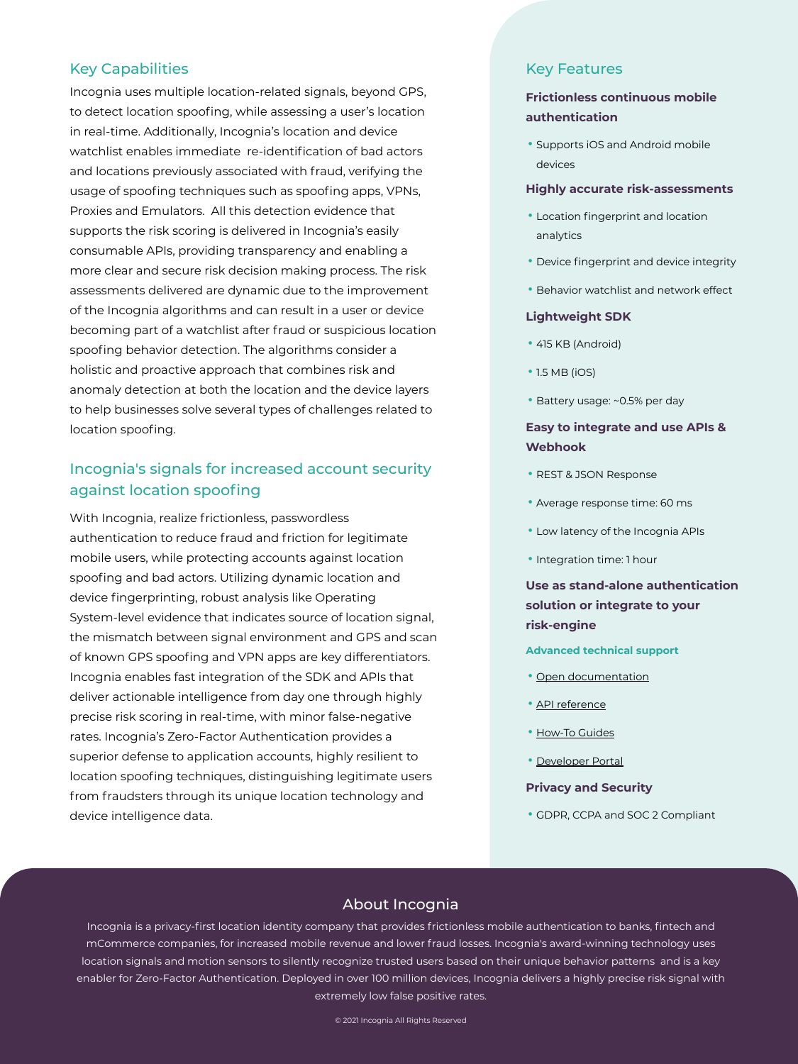## Key Capabilities

Incognia uses multiple location-related signals, beyond GPS, to detect location spoofing, while assessing a user's location in real-time. Additionally, Incognia's location and device watchlist enables immediate re-identification of bad actors and locations previously associated with fraud, verifying the usage of spoofing techniques such as spoofing apps, VPNs, Proxies and Emulators. All this detection evidence that supports the risk scoring is delivered in Incognia's easily consumable APIs, providing transparency and enabling a more clear and secure risk decision making process. The risk assessments delivered are dynamic due to the improvement of the Incognia algorithms and can result in a user or device becoming part of a watchlist after fraud or suspicious location spoofing behavior detection. The algorithms consider a holistic and proactive approach that combines risk and anomaly detection at both the location and the device layers to help businesses solve several types of challenges related to location spoofing.

## Incognia's signals for increased account security against location spoofing

With Incognia, realize frictionless, passwordless authentication to reduce fraud and friction for legitimate mobile users, while protecting accounts against location spoofing and bad actors. Utilizing dynamic location and device fingerprinting, robust analysis like Operating System-level evidence that indicates source of location signal, the mismatch between signal environment and GPS and scan of known GPS spoofing and VPN apps are key differentiators. Incognia enables fast integration of the SDK and APIs that deliver actionable intelligence from day one through highly precise risk scoring in real-time, with minor false-negative rates. Incognia's Zero-Factor Authentication provides a superior defense to application accounts, highly resilient to location spoofing techniques, distinguishing legitimate users from fraudsters through its unique location technology and device intelligence data.

## Key Features

**Frictionless continuous mobile authentication**

- Supports iOS and Android mobile devices

**Highly accurate risk-assessments**

- Location fingerprint and location analytics
- Device fingerprint and device integrity
- Behavior watchlist and network effect

**Lightweight SDK**

- 415 KB (Android)
- 1.5 MB (iOS)
- Battery usage: ~0.5% per day

**Easy to integrate and use APIs & Webhook**

- REST & JSON Response
- Average response time: 60 ms
- Low latency of the Incognia APIs
- Integration time: 1 hour

**Use as stand-alone authentication solution or integrate to your risk-engine**

**Advanced technical support**

- Open documentation
- API reference
- How-To Guides
- Developer Portal

**Privacy and Security**

- GDPR, CCPA and SOC 2 Compliant

## About Incognia

Incognia is a privacy-first location identity company that provides frictionless mobile authentication to banks, fintech and mCommerce companies, for increased mobile revenue and lower fraud losses. Incognia's award-winning technology uses location signals and motion sensors to silently recognize trusted users based on their unique behavior patterns and is a key enabler for Zero-Factor Authentication. Deployed in over 100 million devices, Incognia delivers a highly precise risk signal with extremely low false positive rates.

© 2021 Incognia All Rights Reserved